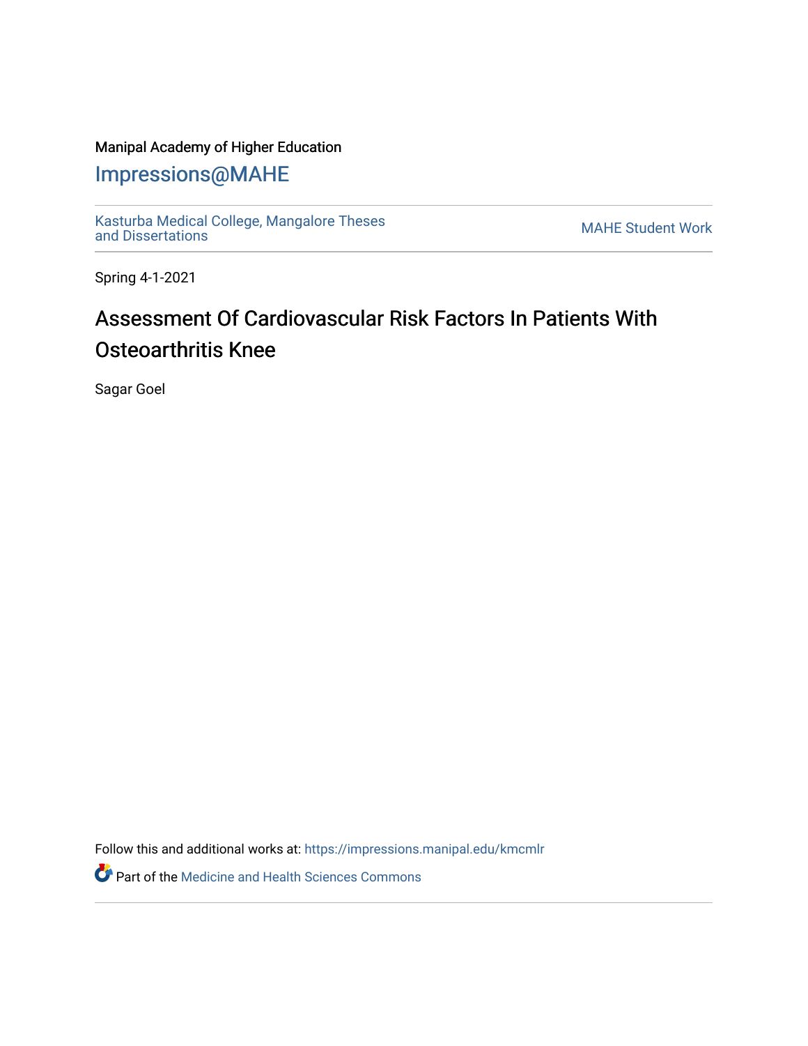Manipal Academy of Higher Education

# Impressions@MAHE

Kasturba Medical College, Mangalore Theses and Dissertations

MAHE Student Work

Spring 4-1-2021

# Assessment Of Cardiovascular Risk Factors In Patients With Osteoarthritis Knee

Sagar Goel

Follow this and additional works at: https://impressions.manipal.edu/kmcmlr

Part of the Medicine and Health Sciences Commons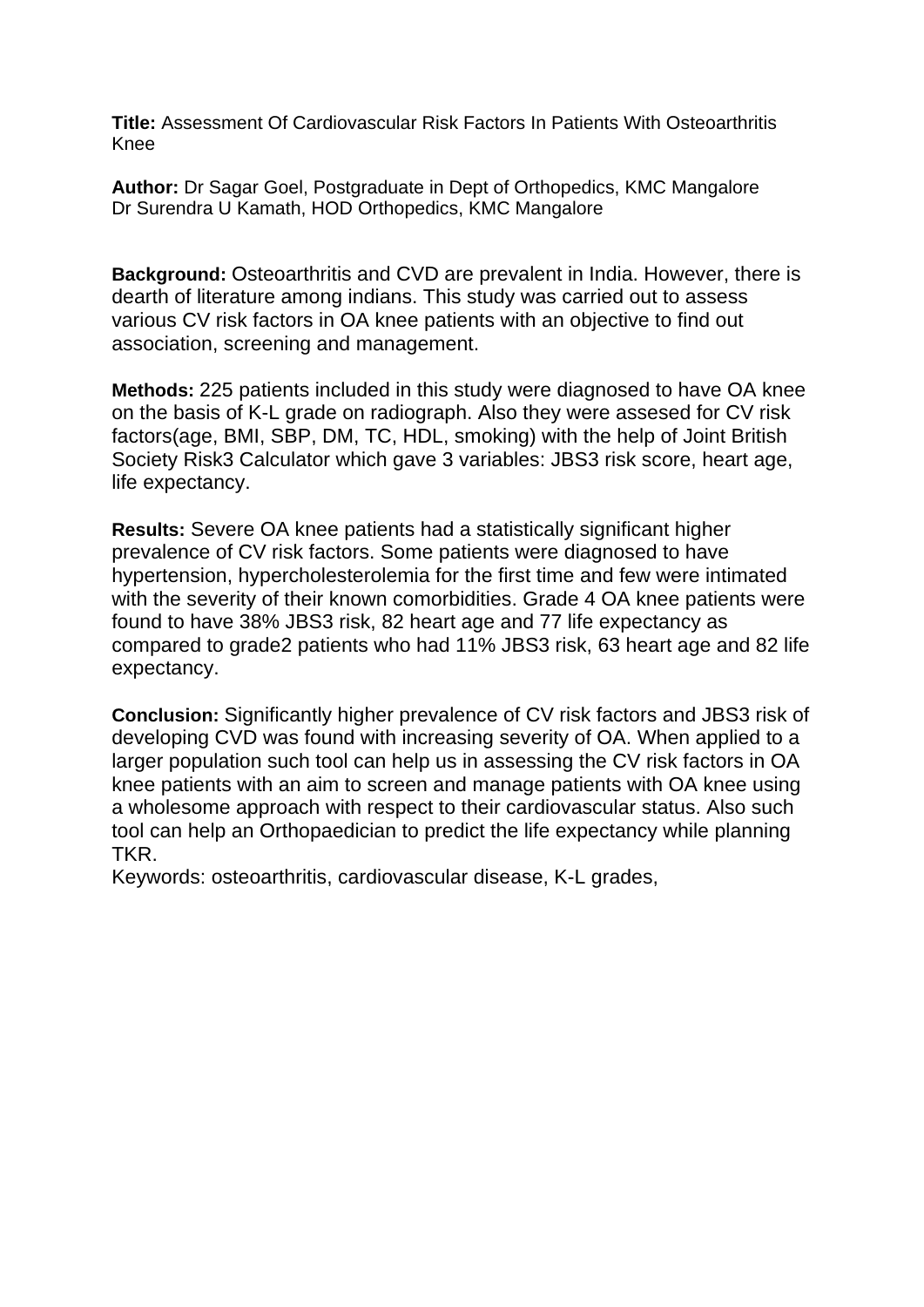**Title:** Assessment Of Cardiovascular Risk Factors In Patients With Osteoarthritis Knee

**Author:** Dr Sagar Goel, Postgraduate in Dept of Orthopedics, KMC Mangalore
Dr Surendra U Kamath, HOD Orthopedics, KMC Mangalore

**Background:** Osteoarthritis and CVD are prevalent in India. However, there is dearth of literature among indians. This study was carried out to assess various CV risk factors in OA knee patients with an objective to find out association, screening and management.

**Methods:** 225 patients included in this study were diagnosed to have OA knee on the basis of K-L grade on radiograph. Also they were assesed for CV risk factors(age, BMI, SBP, DM, TC, HDL, smoking) with the help of Joint British Society Risk3 Calculator which gave 3 variables: JBS3 risk score, heart age, life expectancy.

**Results:** Severe OA knee patients had a statistically significant higher prevalence of CV risk factors. Some patients were diagnosed to have hypertension, hypercholesterolemia for the first time and few were intimated with the severity of their known comorbidities. Grade 4 OA knee patients were found to have 38% JBS3 risk, 82 heart age and 77 life expectancy as compared to grade2 patients who had 11% JBS3 risk, 63 heart age and 82 life expectancy.

**Conclusion:** Significantly higher prevalence of CV risk factors and JBS3 risk of developing CVD was found with increasing severity of OA. When applied to a larger population such tool can help us in assessing the CV risk factors in OA knee patients with an aim to screen and manage patients with OA knee using a wholesome approach with respect to their cardiovascular status. Also such tool can help an Orthopaedician to predict the life expectancy while planning TKR.

Keywords: osteoarthritis, cardiovascular disease, K-L grades,